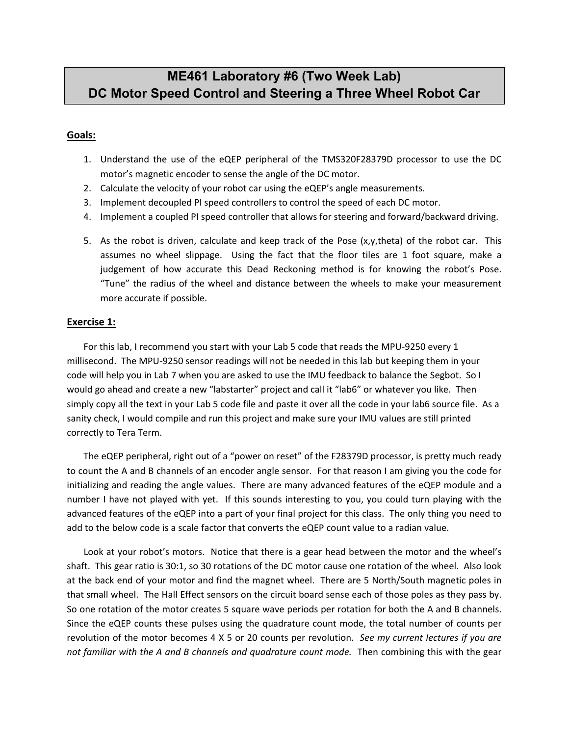# ME461 Laboratory #6 (Two Week Lab)
# DC Motor Speed Control and Steering a Three Wheel Robot Car

## Goals:

1. Understand the use of the eQEP peripheral of the TMS320F28379D processor to use the DC motor's magnetic encoder to sense the angle of the DC motor.
2. Calculate the velocity of your robot car using the eQEP's angle measurements.
3. Implement decoupled PI speed controllers to control the speed of each DC motor.
4. Implement a coupled PI speed controller that allows for steering and forward/backward driving.
5. As the robot is driven, calculate and keep track of the Pose (x,y,theta) of the robot car. This assumes no wheel slippage. Using the fact that the floor tiles are 1 foot square, make a judgement of how accurate this Dead Reckoning method is for knowing the robot's Pose. "Tune" the radius of the wheel and distance between the wheels to make your measurement more accurate if possible.

## Exercise 1:

For this lab, I recommend you start with your Lab 5 code that reads the MPU-9250 every 1 millisecond. The MPU-9250 sensor readings will not be needed in this lab but keeping them in your code will help you in Lab 7 when you are asked to use the IMU feedback to balance the Segbot. So I would go ahead and create a new "labstarter" project and call it "lab6" or whatever you like. Then simply copy all the text in your Lab 5 code file and paste it over all the code in your lab6 source file. As a sanity check, I would compile and run this project and make sure your IMU values are still printed correctly to Tera Term.

The eQEP peripheral, right out of a "power on reset" of the F28379D processor, is pretty much ready to count the A and B channels of an encoder angle sensor. For that reason I am giving you the code for initializing and reading the angle values. There are many advanced features of the eQEP module and a number I have not played with yet. If this sounds interesting to you, you could turn playing with the advanced features of the eQEP into a part of your final project for this class. The only thing you need to add to the below code is a scale factor that converts the eQEP count value to a radian value.

Look at your robot's motors. Notice that there is a gear head between the motor and the wheel's shaft. This gear ratio is 30:1, so 30 rotations of the DC motor cause one rotation of the wheel. Also look at the back end of your motor and find the magnet wheel. There are 5 North/South magnetic poles in that small wheel. The Hall Effect sensors on the circuit board sense each of those poles as they pass by. So one rotation of the motor creates 5 square wave periods per rotation for both the A and B channels. Since the eQEP counts these pulses using the quadrature count mode, the total number of counts per revolution of the motor becomes 4 X 5 or 20 counts per revolution. *See my current lectures if you are not familiar with the A and B channels and quadrature count mode.* Then combining this with the gear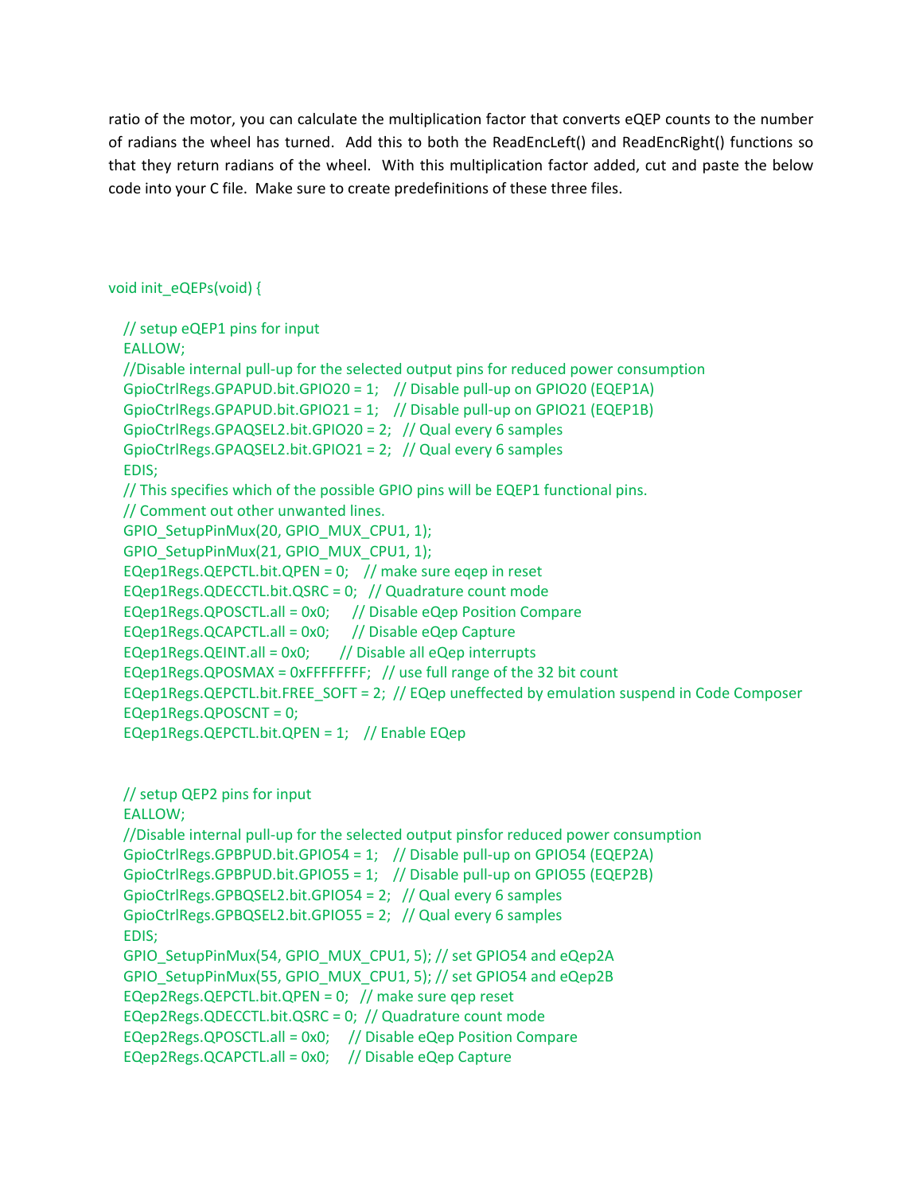ratio of the motor, you can calculate the multiplication factor that converts eQEP counts to the number of radians the wheel has turned. Add this to both the ReadEncLeft() and ReadEncRight() functions so that they return radians of the wheel. With this multiplication factor added, cut and paste the below code into your C file. Make sure to create predefinitions of these three files.

```
void init_eQEPs(void) {

    // setup eQEP1 pins for input
    EALLOW;
    //Disable internal pull-up for the selected output pins for reduced power consumption
    GpioCtrlRegs.GPAPUD.bit.GPIO20 = 1;    // Disable pull-up on GPIO20 (EQEP1A)
    GpioCtrlRegs.GPAPUD.bit.GPIO21 = 1;    // Disable pull-up on GPIO21 (EQEP1B)
    GpioCtrlRegs.GPAQSEL2.bit.GPIO20 = 2;   // Qual every 6 samples
    GpioCtrlRegs.GPAQSEL2.bit.GPIO21 = 2;   // Qual every 6 samples
    EDIS;
    // This specifies which of the possible GPIO pins will be EQEP1 functional pins.
    // Comment out other unwanted lines.
    GPIO_SetupPinMux(20, GPIO_MUX_CPU1, 1);
    GPIO_SetupPinMux(21, GPIO_MUX_CPU1, 1);
    EQep1Regs.QEPCTL.bit.QPEN = 0;    // make sure eqep in reset
    EQep1Regs.QDECCTL.bit.QSRC = 0;   // Quadrature count mode
    EQep1Regs.QPOSCTL.all = 0x0;      // Disable eQep Position Compare
    EQep1Regs.QCAPCTL.all = 0x0;      // Disable eQep Capture
    EQep1Regs.QEINT.all = 0x0;        // Disable all eQep interrupts
    EQep1Regs.QPOSMAX = 0xFFFFFFFF;   // use full range of the 32 bit count
    EQep1Regs.QEPCTL.bit.FREE_SOFT = 2;  // EQep uneffected by emulation suspend in Code Composer
    EQep1Regs.QPOSCNT = 0;
    EQep1Regs.QEPCTL.bit.QPEN = 1;    // Enable EQep


    // setup QEP2 pins for input
    EALLOW;
    //Disable internal pull-up for the selected output pinsfor reduced power consumption
    GpioCtrlRegs.GPBPUD.bit.GPIO54 = 1;    // Disable pull-up on GPIO54 (EQEP2A)
    GpioCtrlRegs.GPBPUD.bit.GPIO55 = 1;    // Disable pull-up on GPIO55 (EQEP2B)
    GpioCtrlRegs.GPBQSEL2.bit.GPIO54 = 2;   // Qual every 6 samples
    GpioCtrlRegs.GPBQSEL2.bit.GPIO55 = 2;   // Qual every 6 samples
    EDIS;
    GPIO_SetupPinMux(54, GPIO_MUX_CPU1, 5); // set GPIO54 and eQep2A
    GPIO_SetupPinMux(55, GPIO_MUX_CPU1, 5); // set GPIO54 and eQep2B
    EQep2Regs.QEPCTL.bit.QPEN = 0;  // make sure qep reset
    EQep2Regs.QDECCTL.bit.QSRC = 0;  // Quadrature count mode
    EQep2Regs.QPOSCTL.all = 0x0;     // Disable eQep Position Compare
    EQep2Regs.QCAPCTL.all = 0x0;     // Disable eQep Capture
```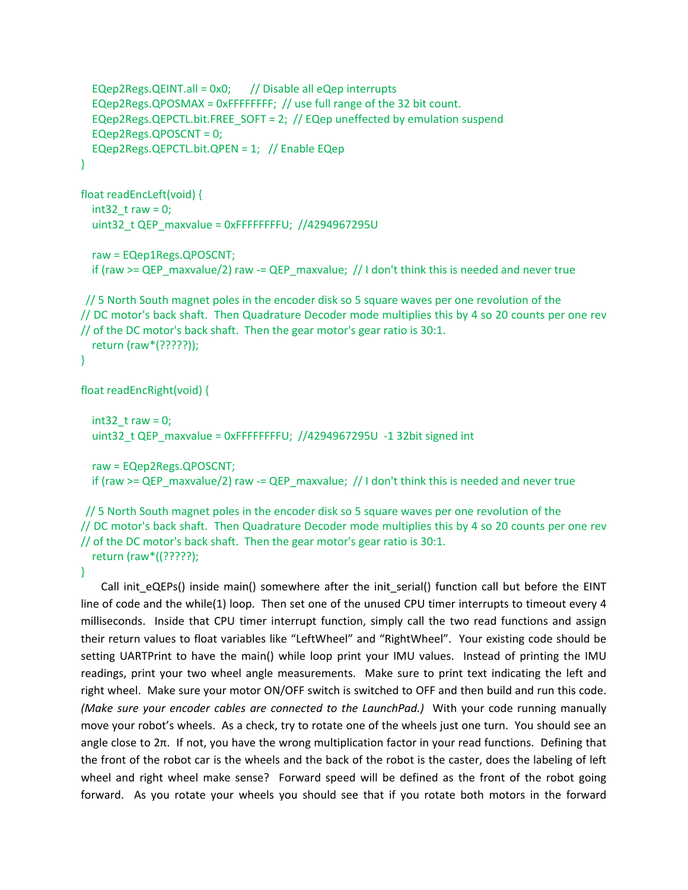```
    EQep2Regs.QEINT.all = 0x0;      // Disable all eQep interrupts
    EQep2Regs.QPOSMAX = 0xFFFFFFFF;  // use full range of the 32 bit count.
    EQep2Regs.QEPCTL.bit.FREE_SOFT = 2;  // EQep uneffected by emulation suspend
    EQep2Regs.QPOSCNT = 0;
    EQep2Regs.QEPCTL.bit.QPEN = 1;   // Enable EQep
}

float readEncLeft(void) {
    int32_t raw = 0;
    uint32_t QEP_maxvalue = 0xFFFFFFFFU;  //4294967295U

    raw = EQep1Regs.QPOSCNT;
    if (raw >= QEP_maxvalue/2) raw -= QEP_maxvalue;  // I don't think this is needed and never true

  // 5 North South magnet poles in the encoder disk so 5 square waves per one revolution of the
// DC motor's back shaft.  Then Quadrature Decoder mode multiplies this by 4 so 20 counts per one rev
// of the DC motor's back shaft.  Then the gear motor's gear ratio is 30:1.
    return (raw*(?????));
}

float readEncRight(void) {

    int32_t raw = 0;
    uint32_t QEP_maxvalue = 0xFFFFFFFFU;  //4294967295U  -1 32bit signed int

    raw = EQep2Regs.QPOSCNT;
    if (raw >= QEP_maxvalue/2) raw -= QEP_maxvalue;  // I don't think this is needed and never true

  // 5 North South magnet poles in the encoder disk so 5 square waves per one revolution of the
// DC motor's back shaft.  Then Quadrature Decoder mode multiplies this by 4 so 20 counts per one rev
// of the DC motor's back shaft.  Then the gear motor's gear ratio is 30:1.
    return (raw*((?????);
}
```

Call init_eQEPs() inside main() somewhere after the init_serial() function call but before the EINT line of code and the while(1) loop. Then set one of the unused CPU timer interrupts to timeout every 4 milliseconds. Inside that CPU timer interrupt function, simply call the two read functions and assign their return values to float variables like "LeftWheel" and "RightWheel". Your existing code should be setting UARTPrint to have the main() while loop print your IMU values. Instead of printing the IMU readings, print your two wheel angle measurements. Make sure to print text indicating the left and right wheel. Make sure your motor ON/OFF switch is switched to OFF and then build and run this code. *(Make sure your encoder cables are connected to the LaunchPad.)* With your code running manually move your robot's wheels. As a check, try to rotate one of the wheels just one turn. You should see an angle close to $2\pi$. If not, you have the wrong multiplication factor in your read functions. Defining that the front of the robot car is the wheels and the back of the robot is the caster, does the labeling of left wheel and right wheel make sense? Forward speed will be defined as the front of the robot going forward. As you rotate your wheels you should see that if you rotate both motors in the forward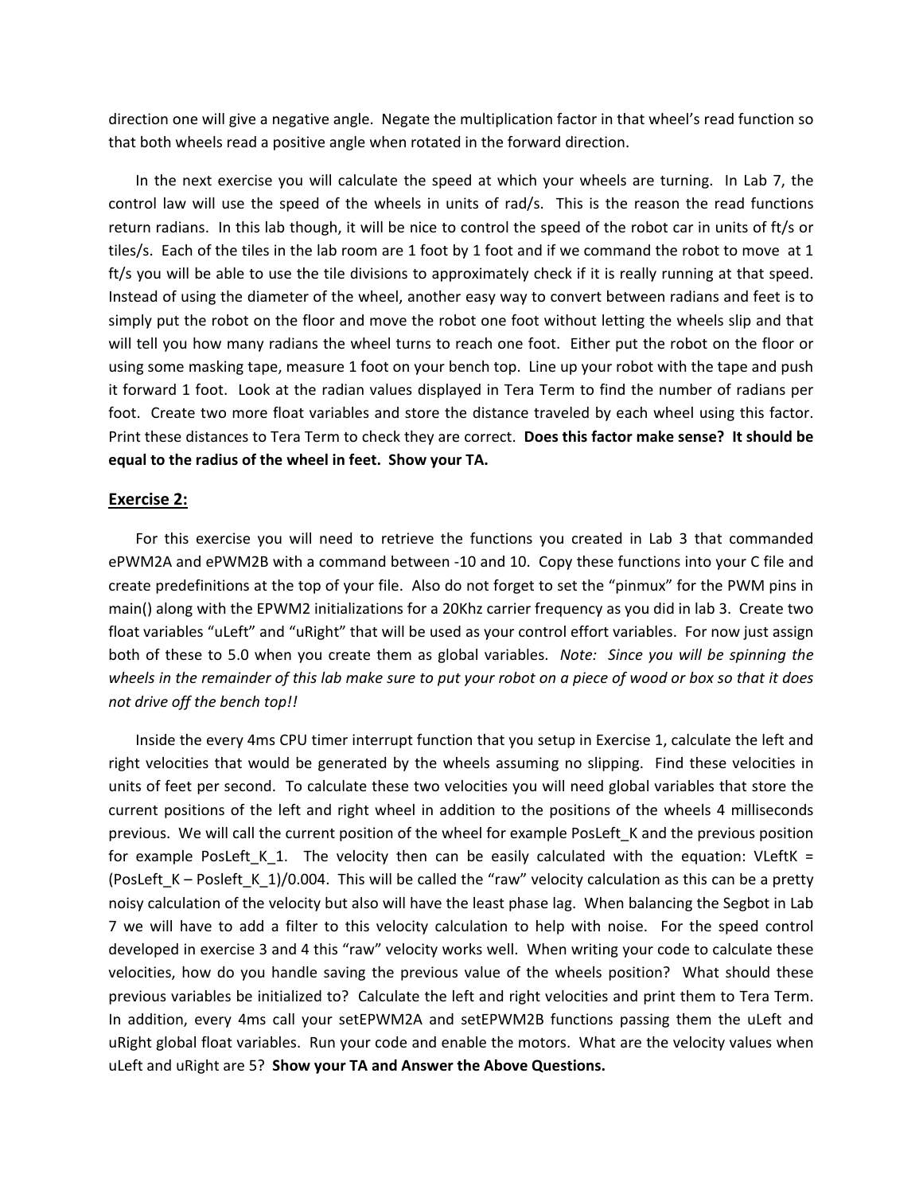direction one will give a negative angle. Negate the multiplication factor in that wheel's read function so that both wheels read a positive angle when rotated in the forward direction.

In the next exercise you will calculate the speed at which your wheels are turning. In Lab 7, the control law will use the speed of the wheels in units of rad/s. This is the reason the read functions return radians. In this lab though, it will be nice to control the speed of the robot car in units of ft/s or tiles/s. Each of the tiles in the lab room are 1 foot by 1 foot and if we command the robot to move at 1 ft/s you will be able to use the tile divisions to approximately check if it is really running at that speed. Instead of using the diameter of the wheel, another easy way to convert between radians and feet is to simply put the robot on the floor and move the robot one foot without letting the wheels slip and that will tell you how many radians the wheel turns to reach one foot. Either put the robot on the floor or using some masking tape, measure 1 foot on your bench top. Line up your robot with the tape and push it forward 1 foot. Look at the radian values displayed in Tera Term to find the number of radians per foot. Create two more float variables and store the distance traveled by each wheel using this factor. Print these distances to Tera Term to check they are correct. **Does this factor make sense? It should be equal to the radius of the wheel in feet. Show your TA.**

## Exercise 2:

For this exercise you will need to retrieve the functions you created in Lab 3 that commanded ePWM2A and ePWM2B with a command between -10 and 10. Copy these functions into your C file and create predefinitions at the top of your file. Also do not forget to set the "pinmux" for the PWM pins in main() along with the EPWM2 initializations for a 20Khz carrier frequency as you did in lab 3. Create two float variables "uLeft" and "uRight" that will be used as your control effort variables. For now just assign both of these to 5.0 when you create them as global variables. *Note: Since you will be spinning the wheels in the remainder of this lab make sure to put your robot on a piece of wood or box so that it does not drive off the bench top!!*

Inside the every 4ms CPU timer interrupt function that you setup in Exercise 1, calculate the left and right velocities that would be generated by the wheels assuming no slipping. Find these velocities in units of feet per second. To calculate these two velocities you will need global variables that store the current positions of the left and right wheel in addition to the positions of the wheels 4 milliseconds previous. We will call the current position of the wheel for example PosLeft_K and the previous position for example PosLeft_K_1. The velocity then can be easily calculated with the equation: VLeftK = (PosLeft_K – Posleft_K_1)/0.004. This will be called the "raw" velocity calculation as this can be a pretty noisy calculation of the velocity but also will have the least phase lag. When balancing the Segbot in Lab 7 we will have to add a filter to this velocity calculation to help with noise. For the speed control developed in exercise 3 and 4 this "raw" velocity works well. When writing your code to calculate these velocities, how do you handle saving the previous value of the wheels position? What should these previous variables be initialized to? Calculate the left and right velocities and print them to Tera Term. In addition, every 4ms call your setEPWM2A and setEPWM2B functions passing them the uLeft and uRight global float variables. Run your code and enable the motors. What are the velocity values when uLeft and uRight are 5? **Show your TA and Answer the Above Questions.**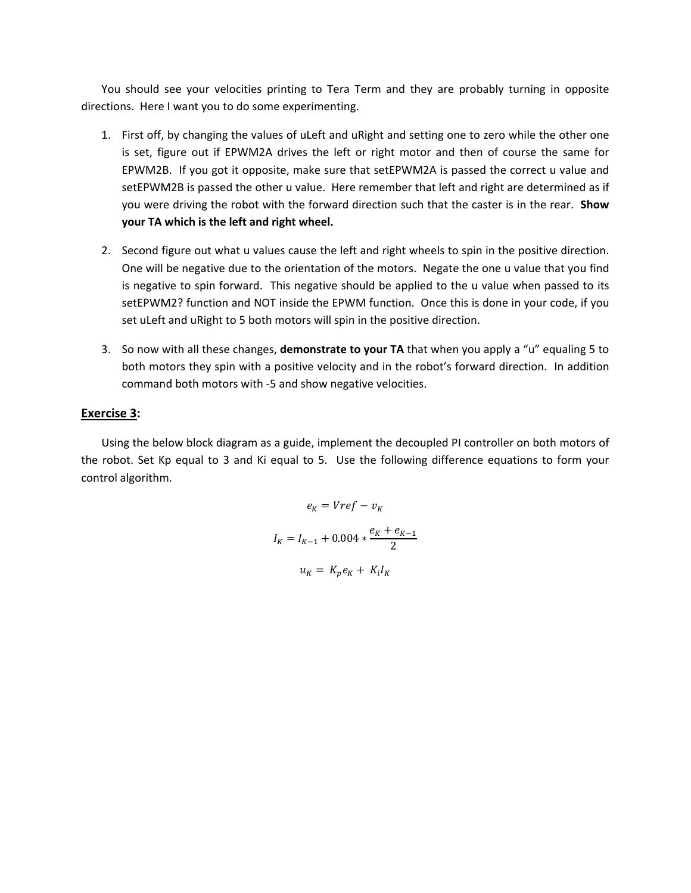You should see your velocities printing to Tera Term and they are probably turning in opposite directions. Here I want you to do some experimenting.

1. First off, by changing the values of uLeft and uRight and setting one to zero while the other one is set, figure out if EPWM2A drives the left or right motor and then of course the same for EPWM2B. If you got it opposite, make sure that setEPWM2A is passed the correct u value and setEPWM2B is passed the other u value. Here remember that left and right are determined as if you were driving the robot with the forward direction such that the caster is in the rear. **Show your TA which is the left and right wheel.**

2. Second figure out what u values cause the left and right wheels to spin in the positive direction. One will be negative due to the orientation of the motors. Negate the one u value that you find is negative to spin forward. This negative should be applied to the u value when passed to its setEPWM2? function and NOT inside the EPWM function. Once this is done in your code, if you set uLeft and uRight to 5 both motors will spin in the positive direction.

3. So now with all these changes, **demonstrate to your TA** that when you apply a "u" equaling 5 to both motors they spin with a positive velocity and in the robot's forward direction. In addition command both motors with -5 and show negative velocities.

## Exercise 3:

Using the below block diagram as a guide, implement the decoupled PI controller on both motors of the robot. Set Kp equal to 3 and Ki equal to 5. Use the following difference equations to form your control algorithm.

$$e_K = Vref - v_K$$

$$I_K = I_{K-1} + 0.004 * \frac{e_K + e_{K-1}}{2}$$

$$u_K = K_p e_K + K_i I_K$$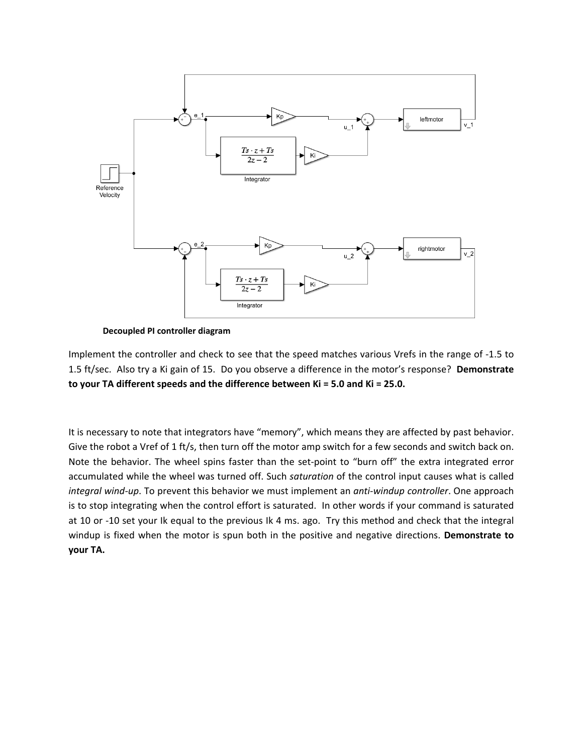**Decoupled PI controller diagram**

Implement the controller and check to see that the speed matches various Vrefs in the range of -1.5 to 1.5 ft/sec. Also try a Ki gain of 15. Do you observe a difference in the motor's response? **Demonstrate to your TA different speeds and the difference between Ki = 5.0 and Ki = 25.0.**

It is necessary to note that integrators have "memory", which means they are affected by past behavior. Give the robot a Vref of 1 ft/s, then turn off the motor amp switch for a few seconds and switch back on. Note the behavior. The wheel spins faster than the set-point to "burn off" the extra integrated error accumulated while the wheel was turned off. Such *saturation* of the control input causes what is called *integral wind-up*. To prevent this behavior we must implement an *anti-windup controller*. One approach is to stop integrating when the control effort is saturated. In other words if your command is saturated at 10 or -10 set your Ik equal to the previous Ik 4 ms. ago. Try this method and check that the integral windup is fixed when the motor is spun both in the positive and negative directions. **Demonstrate to your TA.**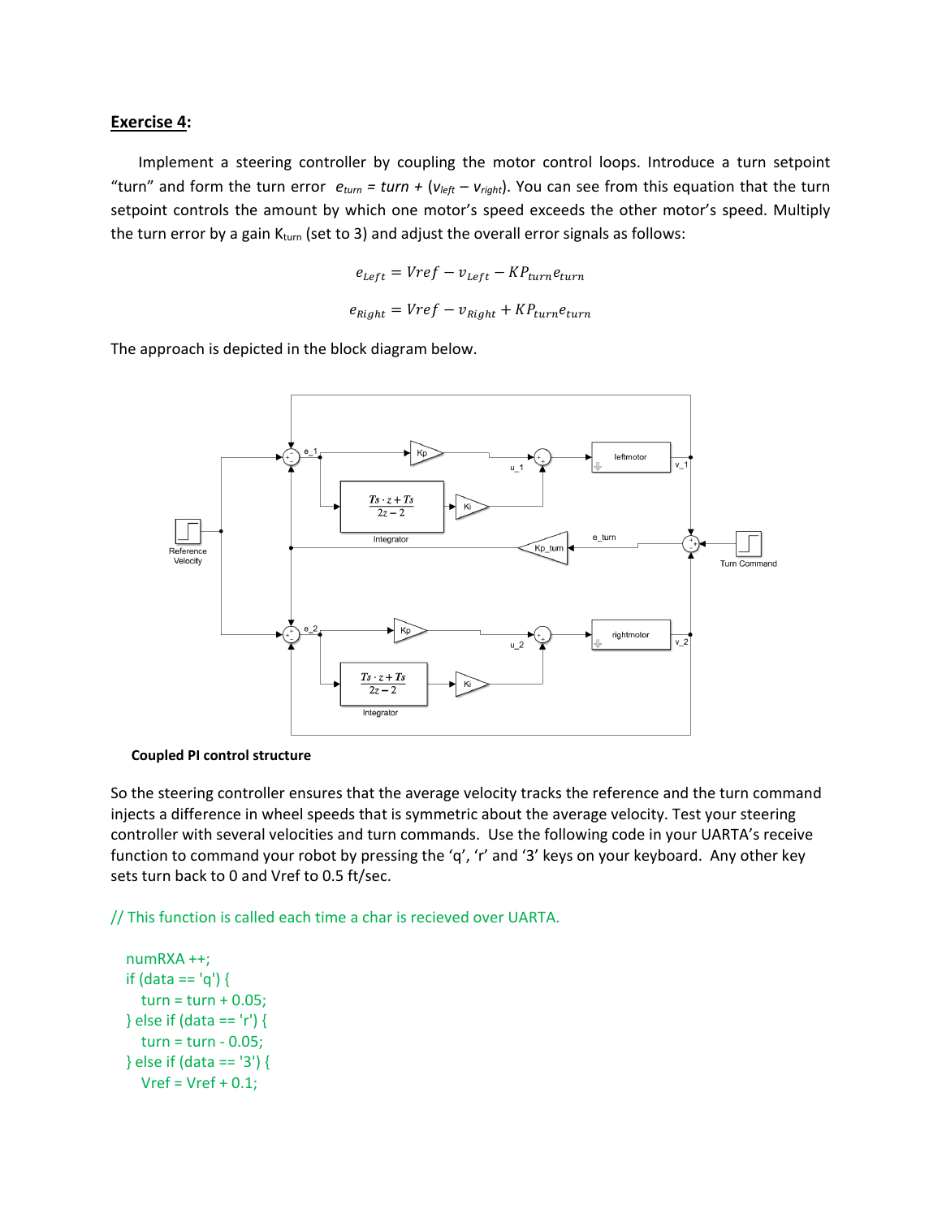## Exercise 4:

Implement a steering controller by coupling the motor control loops. Introduce a turn setpoint "turn" and form the turn error $e_{turn}$ = *turn* + ($v_{left} - v_{right}$). You can see from this equation that the turn setpoint controls the amount by which one motor's speed exceeds the other motor's speed. Multiply the turn error by a gain $K_{turn}$ (set to 3) and adjust the overall error signals as follows:

$$e_{Left} = Vref - v_{Left} - KP_{turn}e_{turn}$$

$$e_{Right} = Vref - v_{Right} + KP_{turn}e_{turn}$$

The approach is depicted in the block diagram below.

**Coupled PI control structure**

So the steering controller ensures that the average velocity tracks the reference and the turn command injects a difference in wheel speeds that is symmetric about the average velocity. Test your steering controller with several velocities and turn commands. Use the following code in your UARTA's receive function to command your robot by pressing the 'q', 'r' and '3' keys on your keyboard. Any other key sets turn back to 0 and Vref to 0.5 ft/sec.

```
// This function is called each time a char is recieved over UARTA.

  numRXA ++;
  if (data == 'q') {
     turn = turn + 0.05;
  } else if (data == 'r') {
     turn = turn - 0.05;
  } else if (data == '3') {
     Vref = Vref + 0.1;
```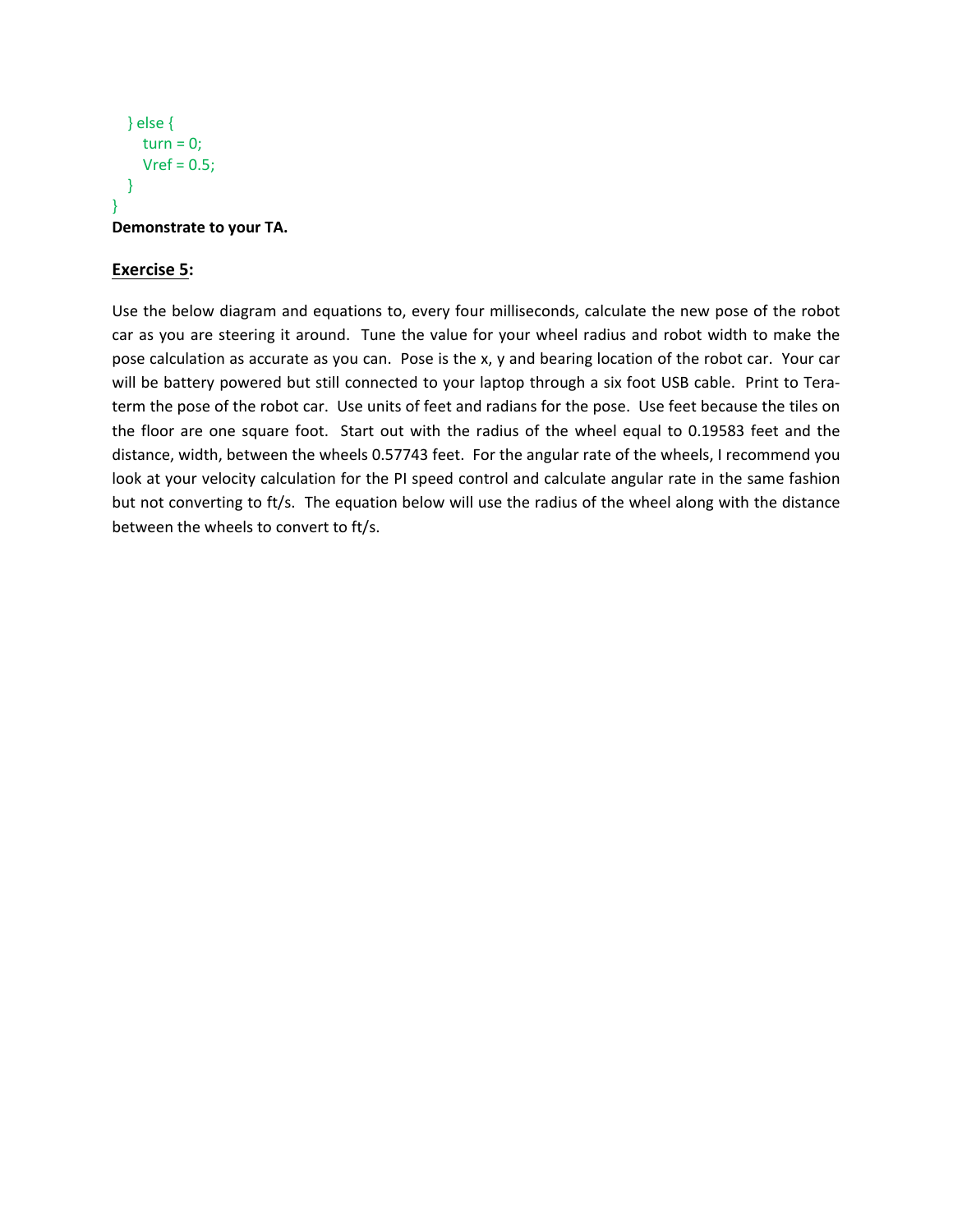```
    } else {
        turn = 0;
        Vref = 0.5;
    }
}
```

**Demonstrate to your TA.**

## Exercise 5:

Use the below diagram and equations to, every four milliseconds, calculate the new pose of the robot car as you are steering it around. Tune the value for your wheel radius and robot width to make the pose calculation as accurate as you can. Pose is the x, y and bearing location of the robot car. Your car will be battery powered but still connected to your laptop through a six foot USB cable. Print to Tera-term the pose of the robot car. Use units of feet and radians for the pose. Use feet because the tiles on the floor are one square foot. Start out with the radius of the wheel equal to 0.19583 feet and the distance, width, between the wheels 0.57743 feet. For the angular rate of the wheels, I recommend you look at your velocity calculation for the PI speed control and calculate angular rate in the same fashion but not converting to ft/s. The equation below will use the radius of the wheel along with the distance between the wheels to convert to ft/s.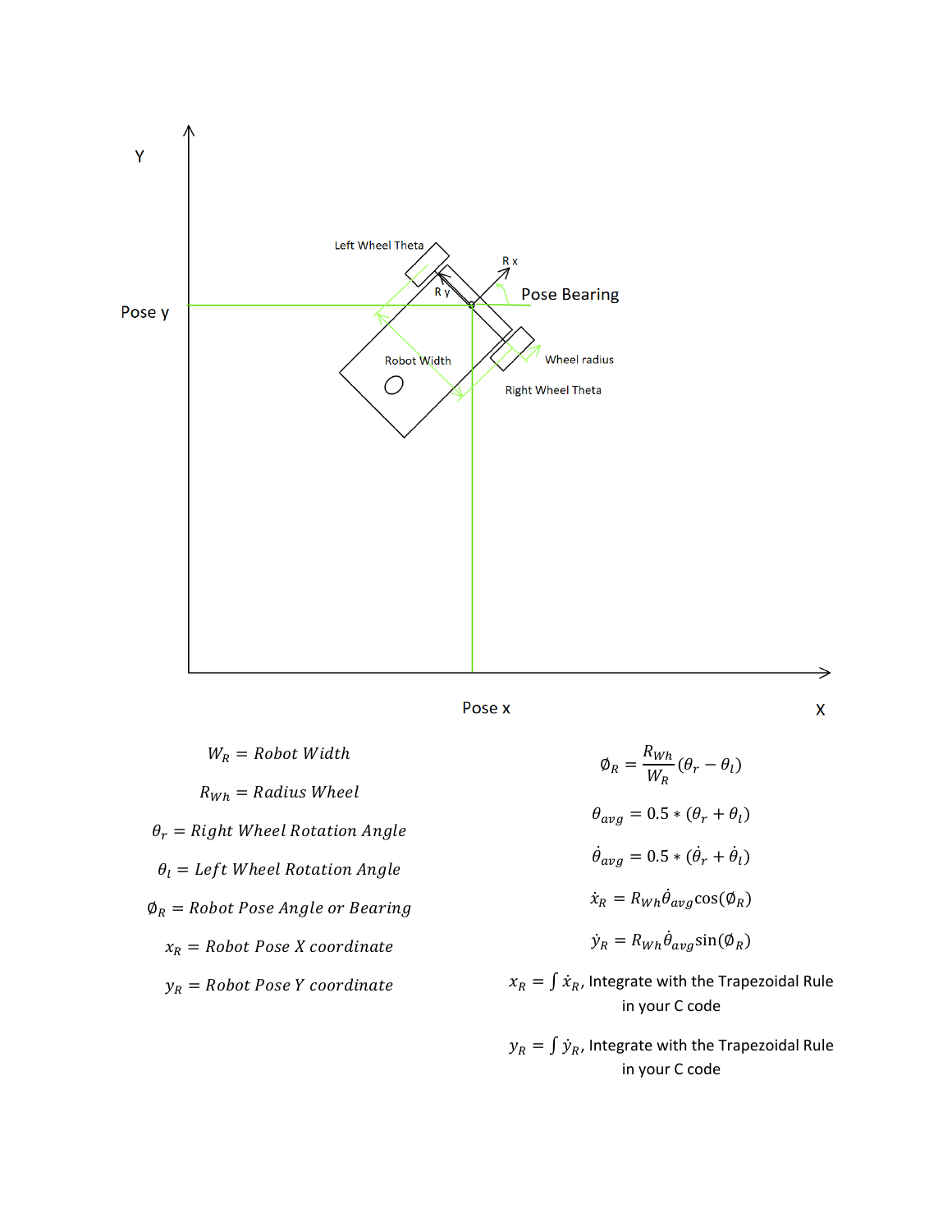$W_R$ = Robot Width

$R_{Wh}$ = Radius Wheel

$\theta_r$ = Right Wheel Rotation Angle

$\theta_l$ = Left Wheel Rotation Angle

$\emptyset_R$ = Robot Pose Angle or Bearing

$x_R$ = Robot Pose X coordinate

$y_R$ = Robot Pose Y coordinate

$$\emptyset_R = \frac{R_{Wh}}{W_R}(\theta_r - \theta_l)$$

$$\theta_{avg} = 0.5 * (\theta_r + \theta_l)$$

$$\dot{\theta}_{avg} = 0.5 * (\dot{\theta}_r + \dot{\theta}_l)$$

$$\dot{x}_R = R_{Wh}\dot{\theta}_{avg}\cos(\emptyset_R)$$

$$\dot{y}_R = R_{Wh}\dot{\theta}_{avg}\sin(\emptyset_R)$$

$x_R = \int \dot{x}_R$, Integrate with the Trapezoidal Rule in your C code

$y_R = \int \dot{y}_R$, Integrate with the Trapezoidal Rule in your C code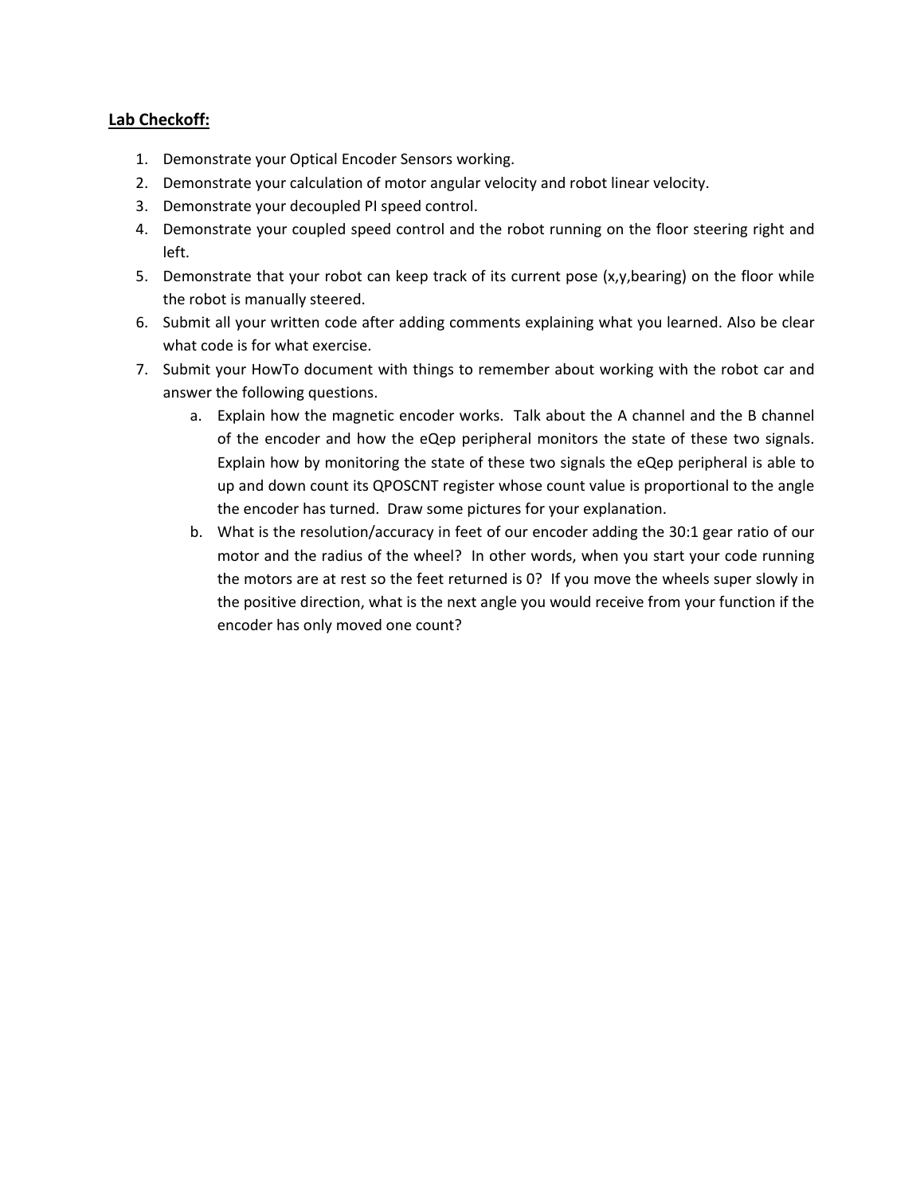**Lab Checkoff:**

1. Demonstrate your Optical Encoder Sensors working.
2. Demonstrate your calculation of motor angular velocity and robot linear velocity.
3. Demonstrate your decoupled PI speed control.
4. Demonstrate your coupled speed control and the robot running on the floor steering right and left.
5. Demonstrate that your robot can keep track of its current pose (x,y,bearing) on the floor while the robot is manually steered.
6. Submit all your written code after adding comments explaining what you learned. Also be clear what code is for what exercise.
7. Submit your HowTo document with things to remember about working with the robot car and answer the following questions.
   a. Explain how the magnetic encoder works. Talk about the A channel and the B channel of the encoder and how the eQep peripheral monitors the state of these two signals. Explain how by monitoring the state of these two signals the eQep peripheral is able to up and down count its QPOSCNT register whose count value is proportional to the angle the encoder has turned. Draw some pictures for your explanation.
   b. What is the resolution/accuracy in feet of our encoder adding the 30:1 gear ratio of our motor and the radius of the wheel? In other words, when you start your code running the motors are at rest so the feet returned is 0? If you move the wheels super slowly in the positive direction, what is the next angle you would receive from your function if the encoder has only moved one count?